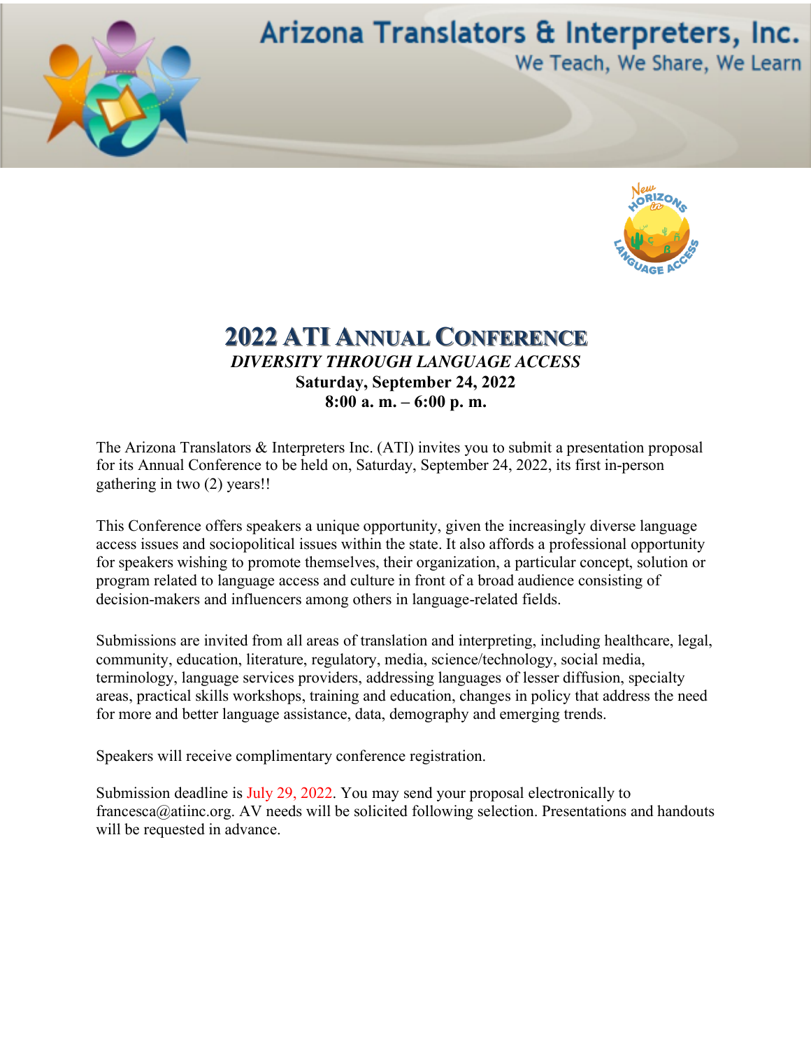# Arizona Translators & Interpreters, Inc.

We Teach, We Share, We Learn

## 2022 ATI Annual Conference

***DIVERSITY THROUGH LANGUAGE ACCESS***

**Saturday, September 24, 2022**

**8:00 a. m. – 6:00 p. m.**

The Arizona Translators & Interpreters Inc. (ATI) invites you to submit a presentation proposal for its Annual Conference to be held on, Saturday, September 24, 2022, its first in-person gathering in two (2) years!!

This Conference offers speakers a unique opportunity, given the increasingly diverse language access issues and sociopolitical issues within the state. It also affords a professional opportunity for speakers wishing to promote themselves, their organization, a particular concept, solution or program related to language access and culture in front of a broad audience consisting of decision-makers and influencers among others in language-related fields.

Submissions are invited from all areas of translation and interpreting, including healthcare, legal, community, education, literature, regulatory, media, science/technology, social media, terminology, language services providers, addressing languages of lesser diffusion, specialty areas, practical skills workshops, training and education, changes in policy that address the need for more and better language assistance, data, demography and emerging trends.

Speakers will receive complimentary conference registration.

Submission deadline is July 29, 2022. You may send your proposal electronically to francesca@atiinc.org. AV needs will be solicited following selection. Presentations and handouts will be requested in advance.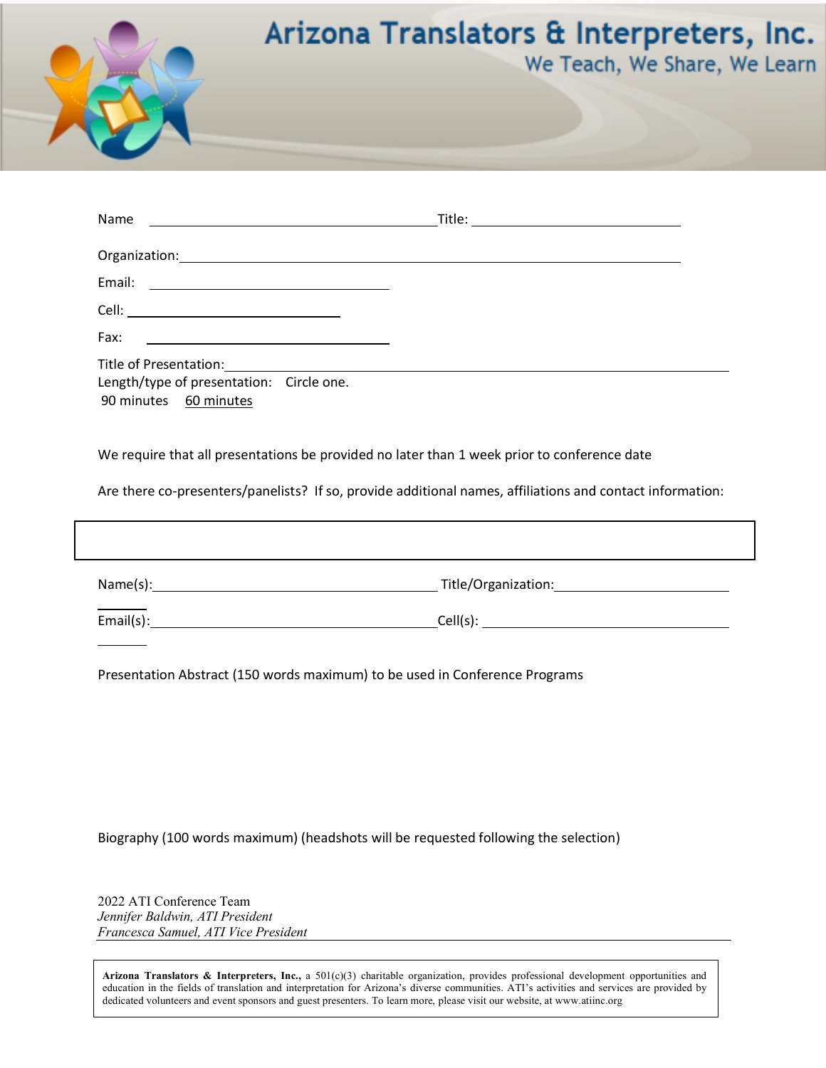# Arizona Translators & Interpreters, Inc.

We Teach, We Share, We Learn

Name ______________________________ Title: ______________________

Organization: ____________________________________________

Email: ________________________

Cell: ______________________

Fax: ________________________

Title of Presentation: ____________________________________________

Length/type of presentation: Circle one.

90 minutes 60 minutes

We require that all presentations be provided no later than 1 week prior to conference date

Are there co-presenters/panelists? If so, provide additional names, affiliations and contact information:

Name(s): ______________________________ Title/Organization: ______________________

Email(s): ______________________________ Cell(s): ______________________

Presentation Abstract (150 words maximum) to be used in Conference Programs

Biography (100 words maximum) (headshots will be requested following the selection)

2022 ATI Conference Team
*Jennifer Baldwin, ATI President*
*Francesca Samuel, ATI Vice President*

**Arizona Translators & Interpreters, Inc.,** a 501(c)(3) charitable organization, provides professional development opportunities and education in the fields of translation and interpretation for Arizona's diverse communities. ATI's activities and services are provided by dedicated volunteers and event sponsors and guest presenters. To learn more, please visit our website, at www.atiinc.org